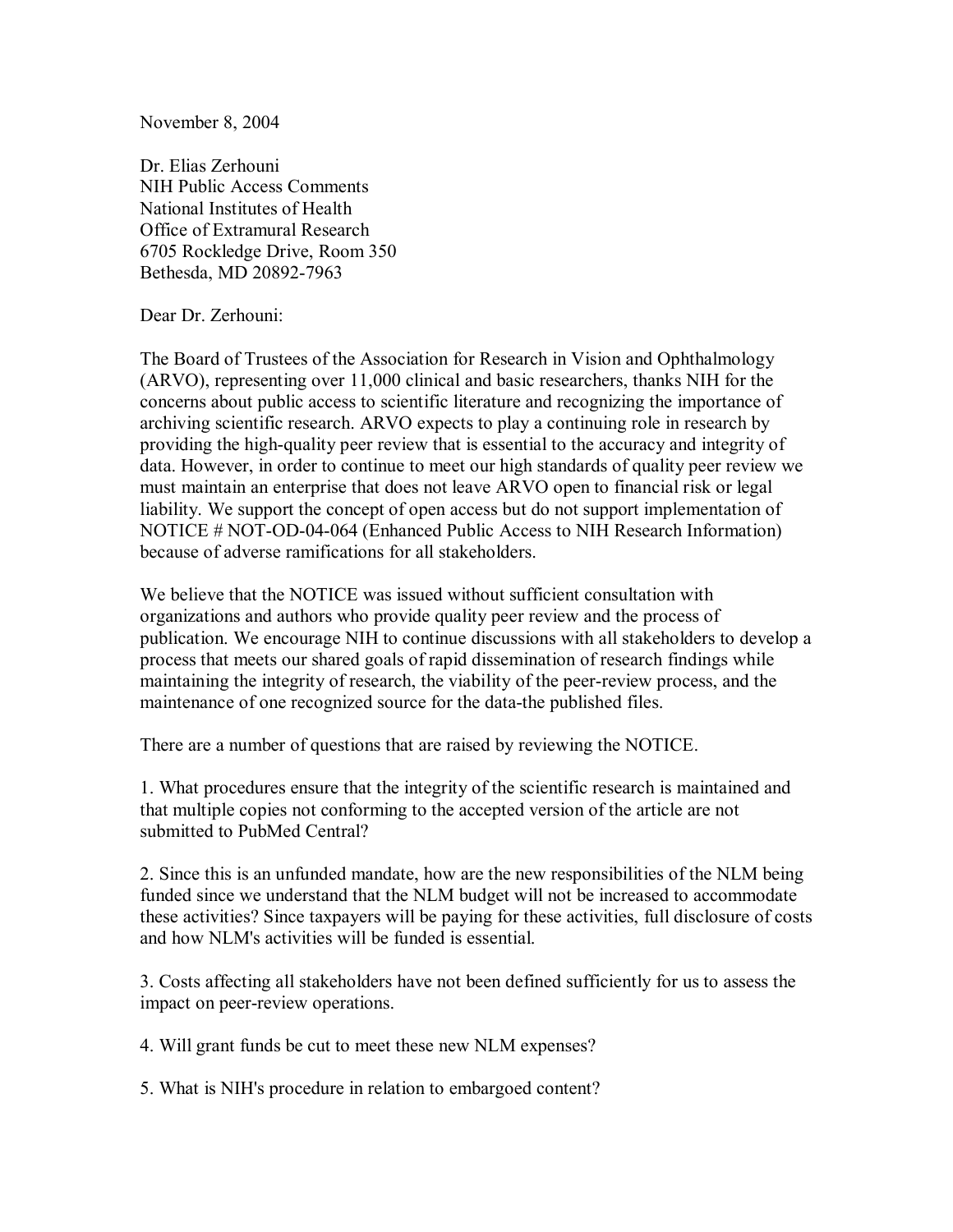November 8, 2004

Dr. Elias Zerhouni
NIH Public Access Comments
National Institutes of Health
Office of Extramural Research
6705 Rockledge Drive, Room 350
Bethesda, MD 20892-7963

Dear Dr. Zerhouni:

The Board of Trustees of the Association for Research in Vision and Ophthalmology (ARVO), representing over 11,000 clinical and basic researchers, thanks NIH for the concerns about public access to scientific literature and recognizing the importance of archiving scientific research. ARVO expects to play a continuing role in research by providing the high-quality peer review that is essential to the accuracy and integrity of data. However, in order to continue to meet our high standards of quality peer review we must maintain an enterprise that does not leave ARVO open to financial risk or legal liability. We support the concept of open access but do not support implementation of NOTICE # NOT-OD-04-064 (Enhanced Public Access to NIH Research Information) because of adverse ramifications for all stakeholders.

We believe that the NOTICE was issued without sufficient consultation with organizations and authors who provide quality peer review and the process of publication. We encourage NIH to continue discussions with all stakeholders to develop a process that meets our shared goals of rapid dissemination of research findings while maintaining the integrity of research, the viability of the peer-review process, and the maintenance of one recognized source for the data-the published files.

There are a number of questions that are raised by reviewing the NOTICE.

1. What procedures ensure that the integrity of the scientific research is maintained and that multiple copies not conforming to the accepted version of the article are not submitted to PubMed Central?

2. Since this is an unfunded mandate, how are the new responsibilities of the NLM being funded since we understand that the NLM budget will not be increased to accommodate these activities? Since taxpayers will be paying for these activities, full disclosure of costs and how NLM's activities will be funded is essential.

3. Costs affecting all stakeholders have not been defined sufficiently for us to assess the impact on peer-review operations.

4. Will grant funds be cut to meet these new NLM expenses?

5. What is NIH's procedure in relation to embargoed content?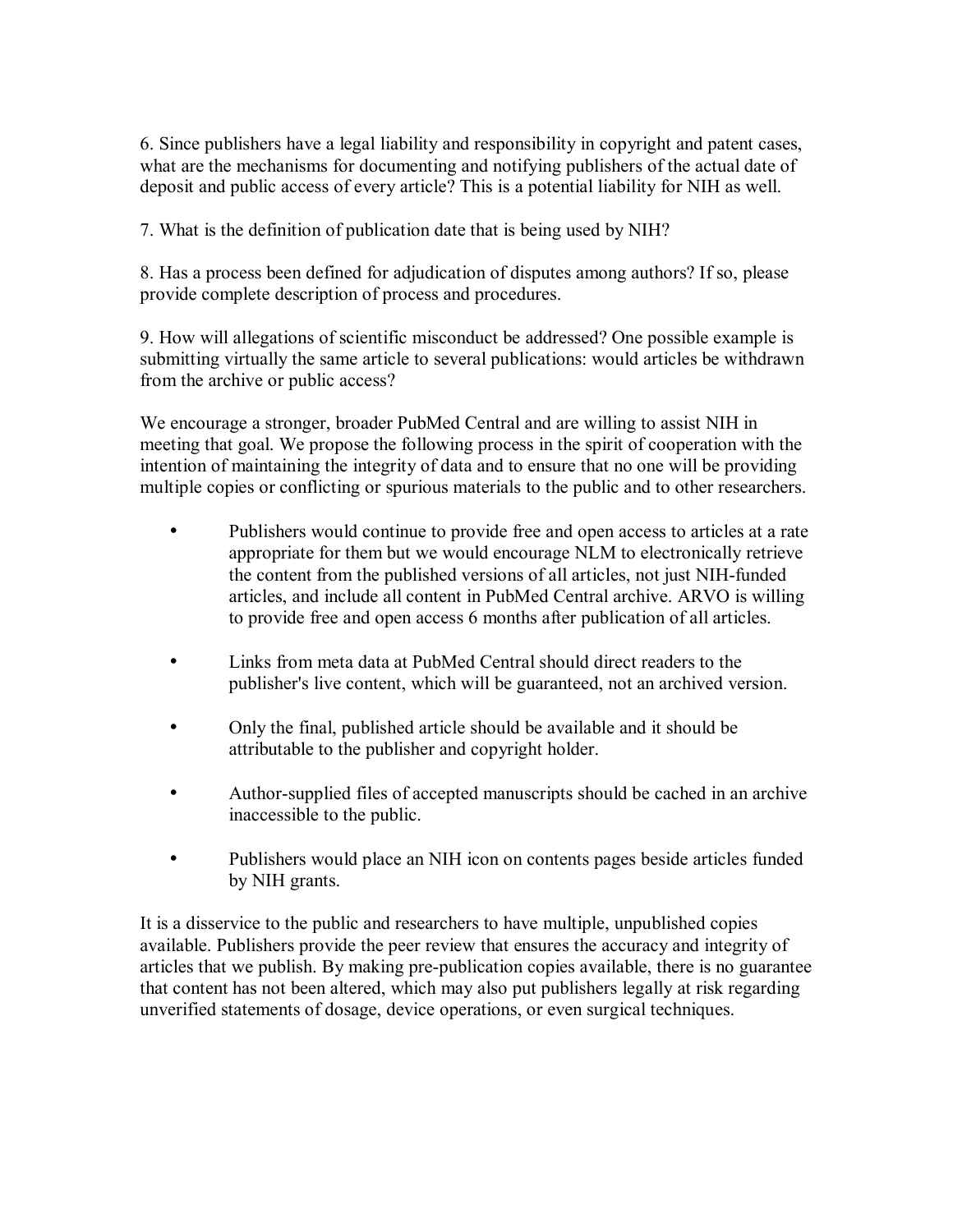6. Since publishers have a legal liability and responsibility in copyright and patent cases, what are the mechanisms for documenting and notifying publishers of the actual date of deposit and public access of every article? This is a potential liability for NIH as well.

7. What is the definition of publication date that is being used by NIH?

8. Has a process been defined for adjudication of disputes among authors? If so, please provide complete description of process and procedures.

9. How will allegations of scientific misconduct be addressed? One possible example is submitting virtually the same article to several publications: would articles be withdrawn from the archive or public access?

We encourage a stronger, broader PubMed Central and are willing to assist NIH in meeting that goal. We propose the following process in the spirit of cooperation with the intention of maintaining the integrity of data and to ensure that no one will be providing multiple copies or conflicting or spurious materials to the public and to other researchers.

- Publishers would continue to provide free and open access to articles at a rate appropriate for them but we would encourage NLM to electronically retrieve the content from the published versions of all articles, not just NIH-funded articles, and include all content in PubMed Central archive. ARVO is willing to provide free and open access 6 months after publication of all articles.
- Links from meta data at PubMed Central should direct readers to the publisher's live content, which will be guaranteed, not an archived version.
- Only the final, published article should be available and it should be attributable to the publisher and copyright holder.
- Author-supplied files of accepted manuscripts should be cached in an archive inaccessible to the public.
- Publishers would place an NIH icon on contents pages beside articles funded by NIH grants.

It is a disservice to the public and researchers to have multiple, unpublished copies available. Publishers provide the peer review that ensures the accuracy and integrity of articles that we publish. By making pre-publication copies available, there is no guarantee that content has not been altered, which may also put publishers legally at risk regarding unverified statements of dosage, device operations, or even surgical techniques.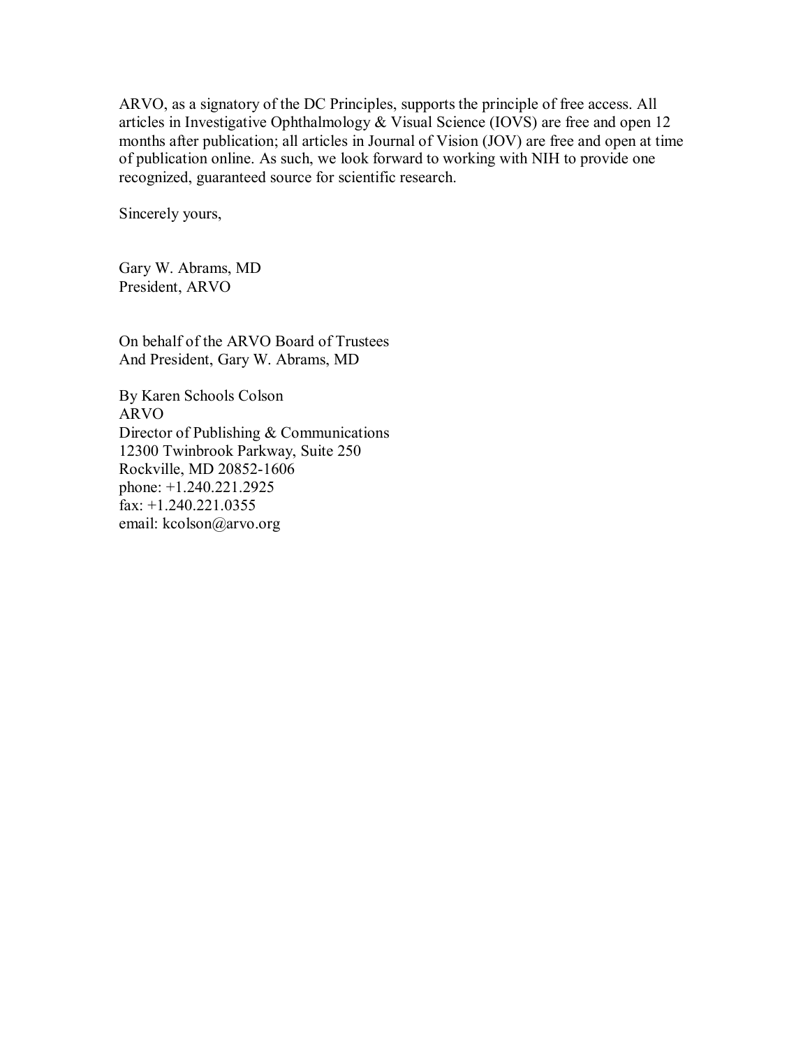ARVO, as a signatory of the DC Principles, supports the principle of free access. All articles in Investigative Ophthalmology & Visual Science (IOVS) are free and open 12 months after publication; all articles in Journal of Vision (JOV) are free and open at time of publication online. As such, we look forward to working with NIH to provide one recognized, guaranteed source for scientific research.

Sincerely yours,

Gary W. Abrams, MD  
President, ARVO

On behalf of the ARVO Board of Trustees  
And President, Gary W. Abrams, MD

By Karen Schools Colson  
ARVO  
Director of Publishing & Communications  
12300 Twinbrook Parkway, Suite 250  
Rockville, MD 20852-1606  
phone: +1.240.221.2925  
fax: +1.240.221.0355  
email: kcolson@arvo.org